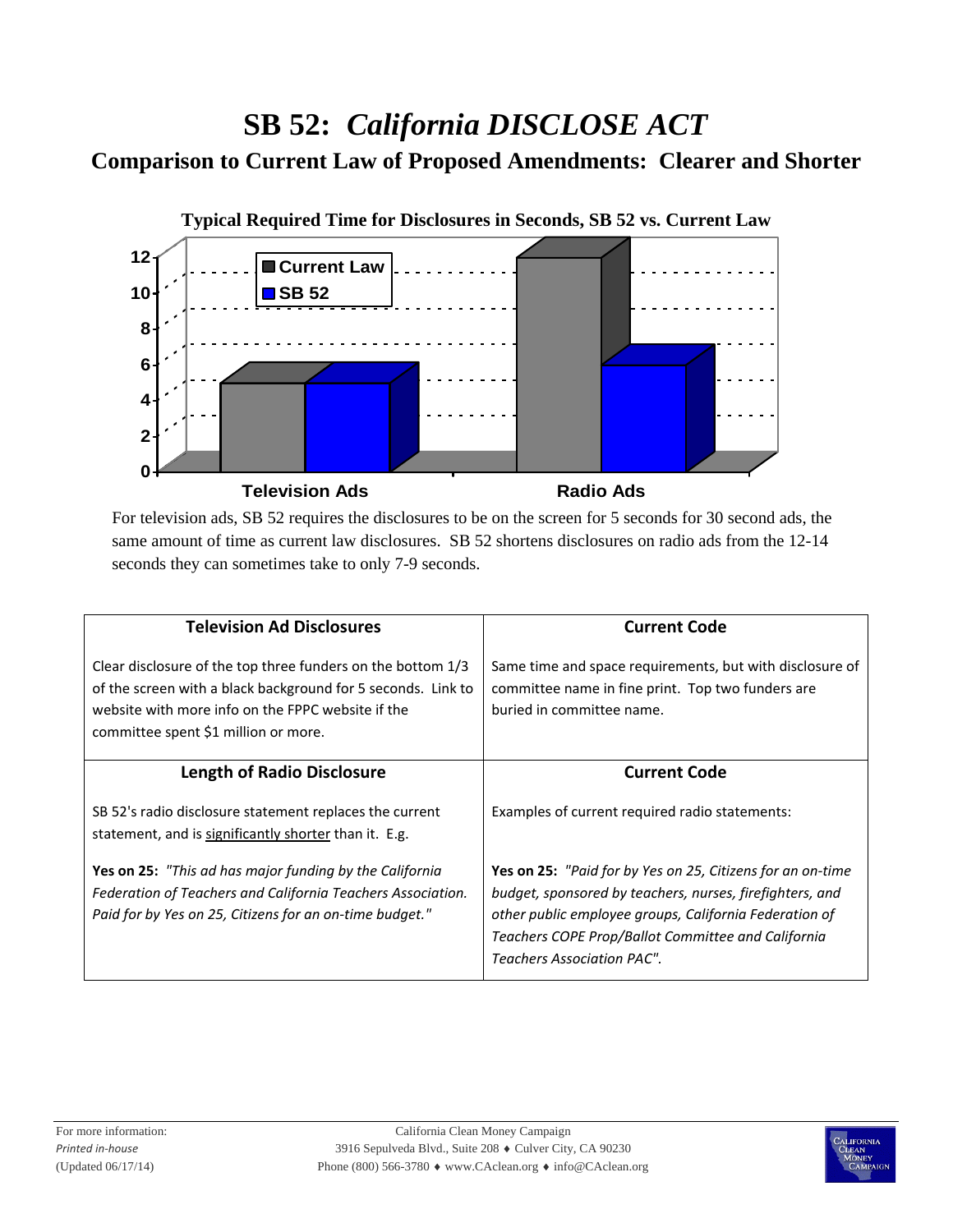# SB 52: *California DISCLOSE ACT*

## Comparison to Current Law of Proposed Amendments: Clearer and Shorter

**Typical Required Time for Disclosures in Seconds, SB 52 vs. Current Law**

For television ads, SB 52 requires the disclosures to be on the screen for 5 seconds for 30 second ads, the same amount of time as current law disclosures. SB 52 shortens disclosures on radio ads from the 12-14 seconds they can sometimes take to only 7-9 seconds.

| Television Ad Disclosures | Current Code |
|---|---|
| Clear disclosure of the top three funders on the bottom 1/3 of the screen with a black background for 5 seconds. Link to website with more info on the FPPC website if the committee spent $1 million or more. | Same time and space requirements, but with disclosure of committee name in fine print. Top two funders are buried in committee name. |
| **Length of Radio Disclosure** | **Current Code** |
| SB 52's radio disclosure statement replaces the current statement, and is <u>significantly shorter</u> than it. E.g.<br><br>**Yes on 25:** *"This ad has major funding by the California Federation of Teachers and California Teachers Association. Paid for by Yes on 25, Citizens for an on-time budget."* | Examples of current required radio statements:<br><br>**Yes on 25:** *"Paid for by Yes on 25, Citizens for an on-time budget, sponsored by teachers, nurses, firefighters, and other public employee groups, California Federation of Teachers COPE Prop/Ballot Committee and California Teachers Association PAC".* |

For more information:
*Printed in-house*
(Updated 06/17/14)

California Clean Money Campaign
3916 Sepulveda Blvd., Suite 208 ♦ Culver City, CA 90230
Phone (800) 566-3780 ♦ www.CAclean.org ♦ info@CAclean.org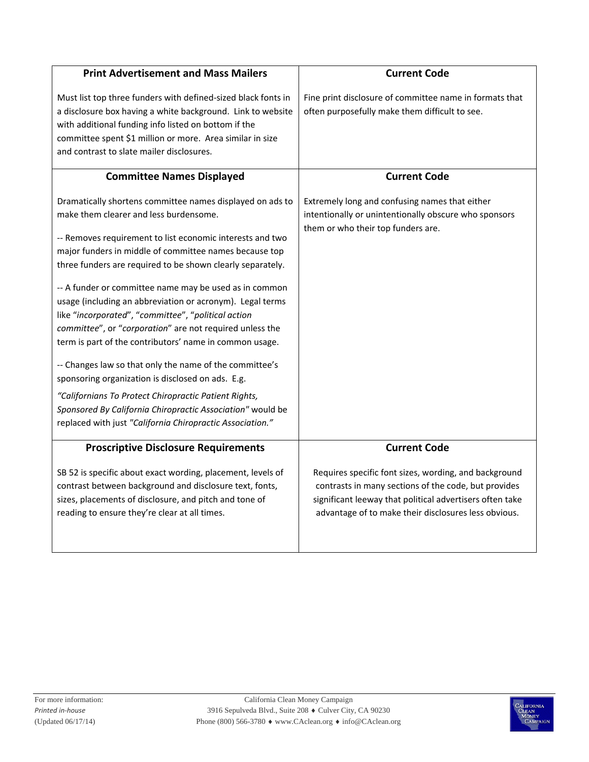| Print Advertisement and Mass Mailers | Current Code |
| --- | --- |
| Must list top three funders with defined-sized black fonts in a disclosure box having a white background. Link to website with additional funding info listed on bottom if the committee spent $1 million or more. Area similar in size and contrast to slate mailer disclosures. | Fine print disclosure of committee name in formats that often purposefully make them difficult to see. |
| **Committee Names Displayed** | **Current Code** |
| Dramatically shortens committee names displayed on ads to make them clearer and less burdensome.<br><br>-- Removes requirement to list economic interests and two major funders in middle of committee names because top three funders are required to be shown clearly separately.<br><br>-- A funder or committee name may be used as in common usage (including an abbreviation or acronym). Legal terms like "*incorporated*", "*committee*", "*political action committee*", or "*corporation*" are not required unless the term is part of the contributors' name in common usage.<br><br>-- Changes law so that only the name of the committee's sponsoring organization is disclosed on ads. E.g.<br>*"Californians To Protect Chiropractic Patient Rights, Sponsored By California Chiropractic Association"* would be replaced with just *"California Chiropractic Association."* | Extremely long and confusing names that either intentionally or unintentionally obscure who sponsors them or who their top funders are. |
| **Proscriptive Disclosure Requirements** | **Current Code** |
| SB 52 is specific about exact wording, placement, levels of contrast between background and disclosure text, fonts, sizes, placements of disclosure, and pitch and tone of reading to ensure they're clear at all times. | Requires specific font sizes, wording, and background contrasts in many sections of the code, but provides significant leeway that political advertisers often take advantage of to make their disclosures less obvious. |

For more information:
*Printed in-house*
(Updated 06/17/14)

California Clean Money Campaign
3916 Sepulveda Blvd., Suite 208 ♦ Culver City, CA 90230
Phone (800) 566-3780 ♦ www.CAclean.org ♦ info@CAclean.org